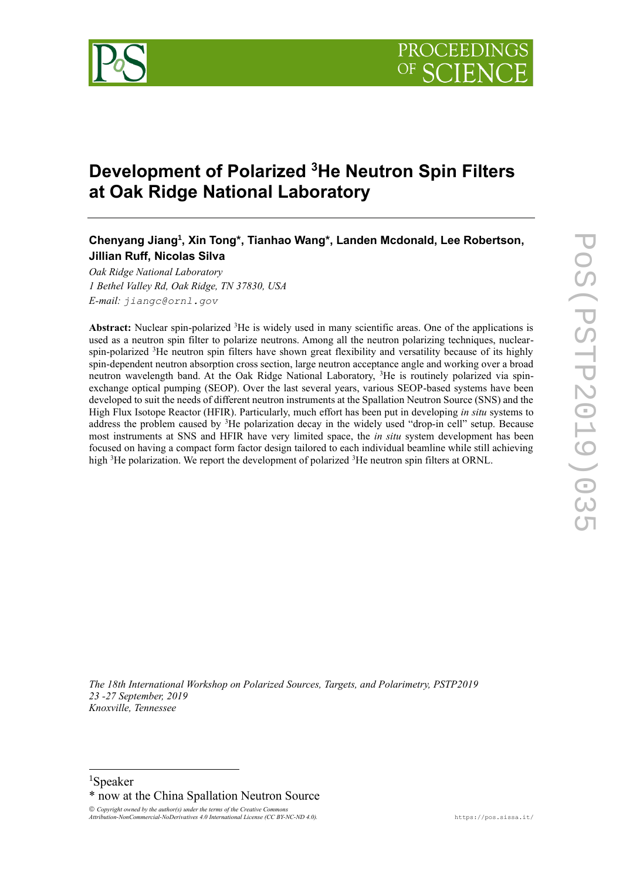# Development of Polarized $^3$He Neutron Spin Filters at Oak Ridge National Laboratory

**Chenyang Jiang[1], Xin Tong\*, Tianhao Wang\*, Landen Mcdonald, Lee Robertson, Jillian Ruff, Nicolas Silva**

*Oak Ridge National Laboratory*
*1 Bethel Valley Rd, Oak Ridge, TN 37830, USA*
*E-mail:* jiangc@ornl.gov

**Abstract:** Nuclear spin-polarized $^3$He is widely used in many scientific areas. One of the applications is used as a neutron spin filter to polarize neutrons. Among all the neutron polarizing techniques, nuclear-spin-polarized $^3$He neutron spin filters have shown great flexibility and versatility because of its highly spin-dependent neutron absorption cross section, large neutron acceptance angle and working over a broad neutron wavelength band. At the Oak Ridge National Laboratory, $^3$He is routinely polarized via spin-exchange optical pumping (SEOP). Over the last several years, various SEOP-based systems have been developed to suit the needs of different neutron instruments at the Spallation Neutron Source (SNS) and the High Flux Isotope Reactor (HFIR). Particularly, much effort has been put in developing *in situ* systems to address the problem caused by $^3$He polarization decay in the widely used "drop-in cell" setup. Because most instruments at SNS and HFIR have very limited space, the *in situ* system development has been focused on having a compact form factor design tailored to each individual beamline while still achieving high $^3$He polarization. We report the development of polarized $^3$He neutron spin filters at ORNL.

*The 18th International Workshop on Polarized Sources, Targets, and Polarimetry, PSTP2019*
*23 -27 September, 2019*
*Knoxville, Tennessee*

---

[1]Speaker
\* now at the China Spallation Neutron Source

© *Copyright owned by the author(s) under the terms of the Creative Commons Attribution-NonCommercial-NoDerivatives 4.0 International License (CC BY-NC-ND 4.0).*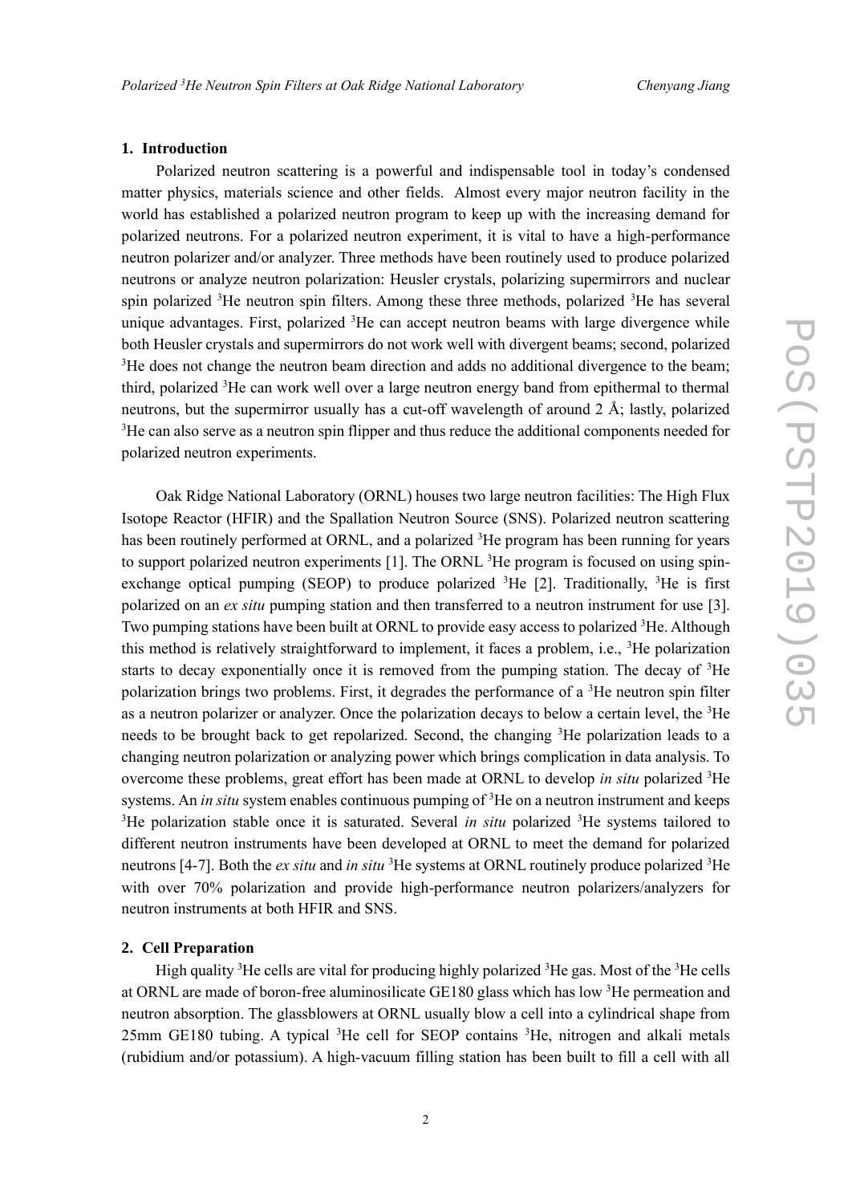## 1. Introduction

Polarized neutron scattering is a powerful and indispensable tool in today's condensed matter physics, materials science and other fields. Almost every major neutron facility in the world has established a polarized neutron program to keep up with the increasing demand for polarized neutrons. For a polarized neutron experiment, it is vital to have a high-performance neutron polarizer and/or analyzer. Three methods have been routinely used to produce polarized neutrons or analyze neutron polarization: Heusler crystals, polarizing supermirrors and nuclear spin polarized $^3$He neutron spin filters. Among these three methods, polarized $^3$He has several unique advantages. First, polarized $^3$He can accept neutron beams with large divergence while both Heusler crystals and supermirrors do not work well with divergent beams; second, polarized $^3$He does not change the neutron beam direction and adds no additional divergence to the beam; third, polarized $^3$He can work well over a large neutron energy band from epithermal to thermal neutrons, but the supermirror usually has a cut-off wavelength of around 2 Å; lastly, polarized $^3$He can also serve as a neutron spin flipper and thus reduce the additional components needed for polarized neutron experiments.

Oak Ridge National Laboratory (ORNL) houses two large neutron facilities: The High Flux Isotope Reactor (HFIR) and the Spallation Neutron Source (SNS). Polarized neutron scattering has been routinely performed at ORNL, and a polarized $^3$He program has been running for years to support polarized neutron experiments [1]. The ORNL $^3$He program is focused on using spin-exchange optical pumping (SEOP) to produce polarized $^3$He [2]. Traditionally, $^3$He is first polarized on an *ex situ* pumping station and then transferred to a neutron instrument for use [3]. Two pumping stations have been built at ORNL to provide easy access to polarized $^3$He. Although this method is relatively straightforward to implement, it faces a problem, i.e., $^3$He polarization starts to decay exponentially once it is removed from the pumping station. The decay of $^3$He polarization brings two problems. First, it degrades the performance of a $^3$He neutron spin filter as a neutron polarizer or analyzer. Once the polarization decays to below a certain level, the $^3$He needs to be brought back to get repolarized. Second, the changing $^3$He polarization leads to a changing neutron polarization or analyzing power which brings complication in data analysis. To overcome these problems, great effort has been made at ORNL to develop *in situ* polarized $^3$He systems. An *in situ* system enables continuous pumping of $^3$He on a neutron instrument and keeps $^3$He polarization stable once it is saturated. Several *in situ* polarized $^3$He systems tailored to different neutron instruments have been developed at ORNL to meet the demand for polarized neutrons [4-7]. Both the *ex situ* and *in situ* $^3$He systems at ORNL routinely produce polarized $^3$He with over 70% polarization and provide high-performance neutron polarizers/analyzers for neutron instruments at both HFIR and SNS.

## 2. Cell Preparation

High quality $^3$He cells are vital for producing highly polarized $^3$He gas. Most of the $^3$He cells at ORNL are made of boron-free aluminosilicate GE180 glass which has low $^3$He permeation and neutron absorption. The glassblowers at ORNL usually blow a cell into a cylindrical shape from 25mm GE180 tubing. A typical $^3$He cell for SEOP contains $^3$He, nitrogen and alkali metals (rubidium and/or potassium). A high-vacuum filling station has been built to fill a cell with all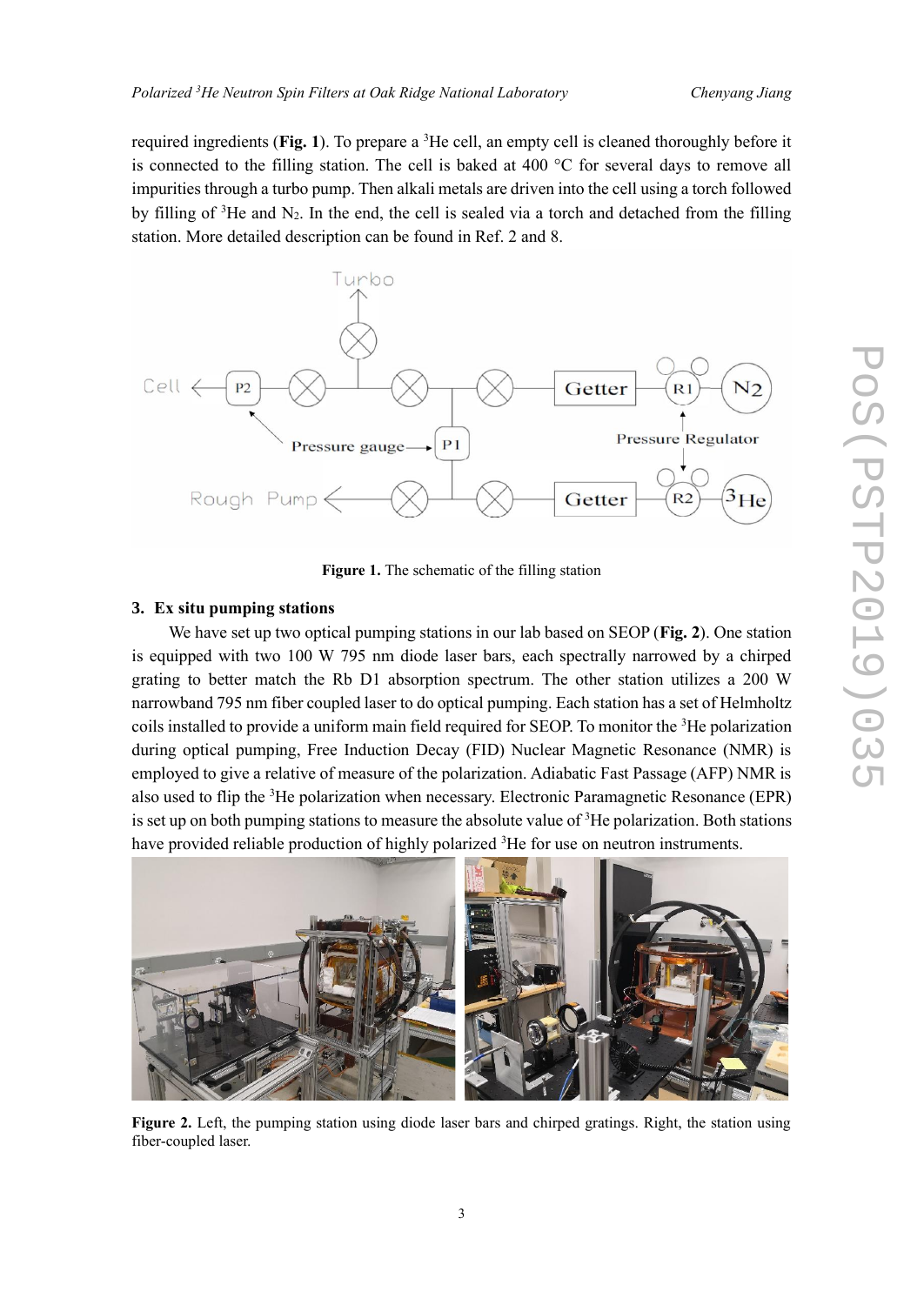required ingredients (**Fig. 1**). To prepare a $^3$He cell, an empty cell is cleaned thoroughly before it is connected to the filling station. The cell is baked at 400 °C for several days to remove all impurities through a turbo pump. Then alkali metals are driven into the cell using a torch followed by filling of $^3$He and $N_2$. In the end, the cell is sealed via a torch and detached from the filling station. More detailed description can be found in Ref. 2 and 8.

**Figure 1.** The schematic of the filling station

### 3. Ex situ pumping stations

We have set up two optical pumping stations in our lab based on SEOP (**Fig. 2**). One station is equipped with two 100 W 795 nm diode laser bars, each spectrally narrowed by a chirped grating to better match the Rb D1 absorption spectrum. The other station utilizes a 200 W narrowband 795 nm fiber coupled laser to do optical pumping. Each station has a set of Helmholtz coils installed to provide a uniform main field required for SEOP. To monitor the $^3$He polarization during optical pumping, Free Induction Decay (FID) Nuclear Magnetic Resonance (NMR) is employed to give a relative of measure of the polarization. Adiabatic Fast Passage (AFP) NMR is also used to flip the $^3$He polarization when necessary. Electronic Paramagnetic Resonance (EPR) is set up on both pumping stations to measure the absolute value of $^3$He polarization. Both stations have provided reliable production of highly polarized $^3$He for use on neutron instruments.

**Figure 2.** Left, the pumping station using diode laser bars and chirped gratings. Right, the station using fiber-coupled laser.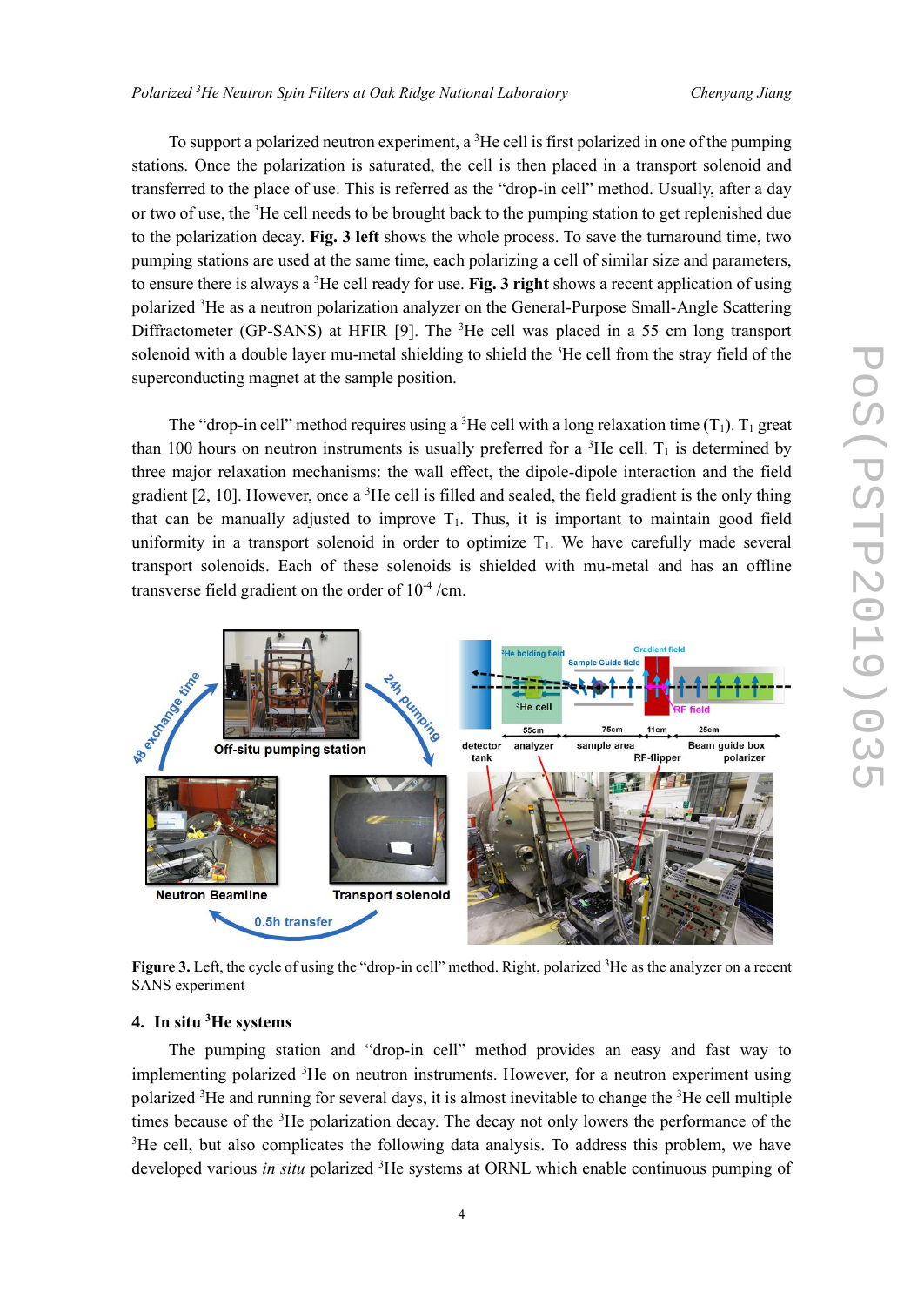To support a polarized neutron experiment, a $^3$He cell is first polarized in one of the pumping stations. Once the polarization is saturated, the cell is then placed in a transport solenoid and transferred to the place of use. This is referred as the "drop-in cell" method. Usually, after a day or two of use, the $^3$He cell needs to be brought back to the pumping station to get replenished due to the polarization decay. **Fig. 3 left** shows the whole process. To save the turnaround time, two pumping stations are used at the same time, each polarizing a cell of similar size and parameters, to ensure there is always a $^3$He cell ready for use. **Fig. 3 right** shows a recent application of using polarized $^3$He as a neutron polarization analyzer on the General-Purpose Small-Angle Scattering Diffractometer (GP-SANS) at HFIR [9]. The $^3$He cell was placed in a 55 cm long transport solenoid with a double layer mu-metal shielding to shield the $^3$He cell from the stray field of the superconducting magnet at the sample position.

The "drop-in cell" method requires using a $^3$He cell with a long relaxation time ($T_1$). $T_1$ great than 100 hours on neutron instruments is usually preferred for a $^3$He cell. $T_1$ is determined by three major relaxation mechanisms: the wall effect, the dipole-dipole interaction and the field gradient [2, 10]. However, once a $^3$He cell is filled and sealed, the field gradient is the only thing that can be manually adjusted to improve $T_1$. Thus, it is important to maintain good field uniformity in a transport solenoid in order to optimize $T_1$. We have carefully made several transport solenoids. Each of these solenoids is shielded with mu-metal and has an offline transverse field gradient on the order of $10^{-4}$ /cm.

**Figure 3.** Left, the cycle of using the "drop-in cell" method. Right, polarized $^3$He as the analyzer on a recent SANS experiment

## 4. In situ $^3$He systems

The pumping station and "drop-in cell" method provides an easy and fast way to implementing polarized $^3$He on neutron instruments. However, for a neutron experiment using polarized $^3$He and running for several days, it is almost inevitable to change the $^3$He cell multiple times because of the $^3$He polarization decay. The decay not only lowers the performance of the $^3$He cell, but also complicates the following data analysis. To address this problem, we have developed various *in situ* polarized $^3$He systems at ORNL which enable continuous pumping of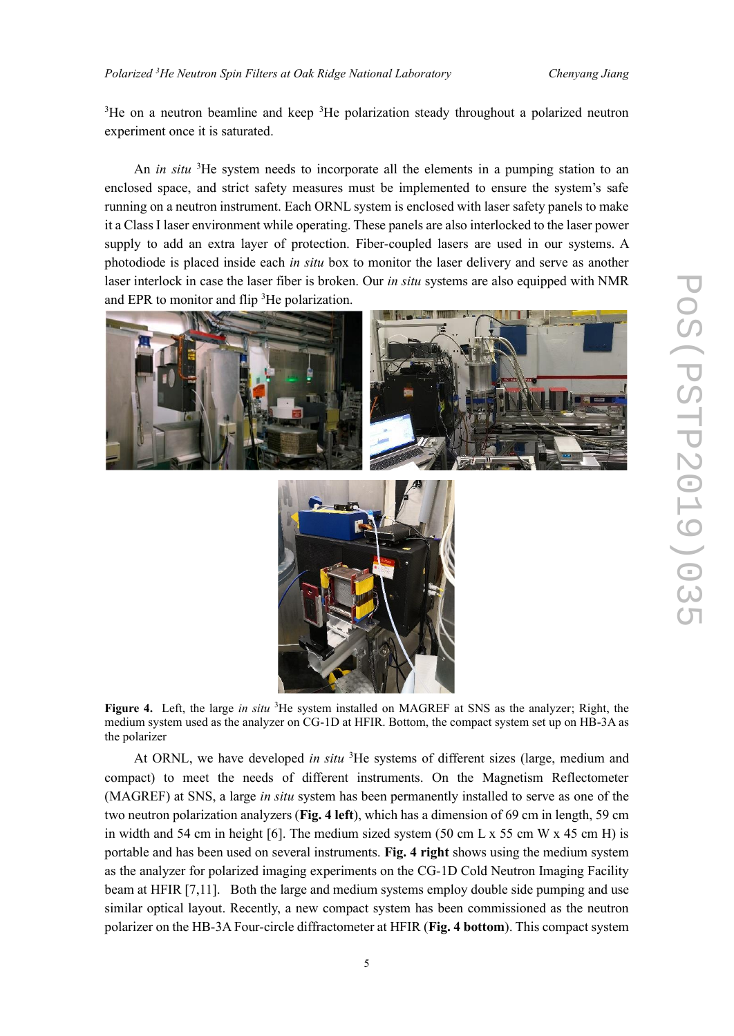$^3$He on a neutron beamline and keep $^3$He polarization steady throughout a polarized neutron experiment once it is saturated.

An *in situ* $^3$He system needs to incorporate all the elements in a pumping station to an enclosed space, and strict safety measures must be implemented to ensure the system's safe running on a neutron instrument. Each ORNL system is enclosed with laser safety panels to make it a Class I laser environment while operating. These panels are also interlocked to the laser power supply to add an extra layer of protection. Fiber-coupled lasers are used in our systems. A photodiode is placed inside each *in situ* box to monitor the laser delivery and serve as another laser interlock in case the laser fiber is broken. Our *in situ* systems are also equipped with NMR and EPR to monitor and flip $^3$He polarization.

**Figure 4.** Left, the large *in situ* $^3$He system installed on MAGREF at SNS as the analyzer; Right, the medium system used as the analyzer on CG-1D at HFIR. Bottom, the compact system set up on HB-3A as the polarizer

At ORNL, we have developed *in situ* $^3$He systems of different sizes (large, medium and compact) to meet the needs of different instruments. On the Magnetism Reflectometer (MAGREF) at SNS, a large *in situ* system has been permanently installed to serve as one of the two neutron polarization analyzers (**Fig. 4 left**), which has a dimension of 69 cm in length, 59 cm in width and 54 cm in height [6]. The medium sized system (50 cm L x 55 cm W x 45 cm H) is portable and has been used on several instruments. **Fig. 4 right** shows using the medium system as the analyzer for polarized imaging experiments on the CG-1D Cold Neutron Imaging Facility beam at HFIR [7,11]. Both the large and medium systems employ double side pumping and use similar optical layout. Recently, a new compact system has been commissioned as the neutron polarizer on the HB-3A Four-circle diffractometer at HFIR (**Fig. 4 bottom**). This compact system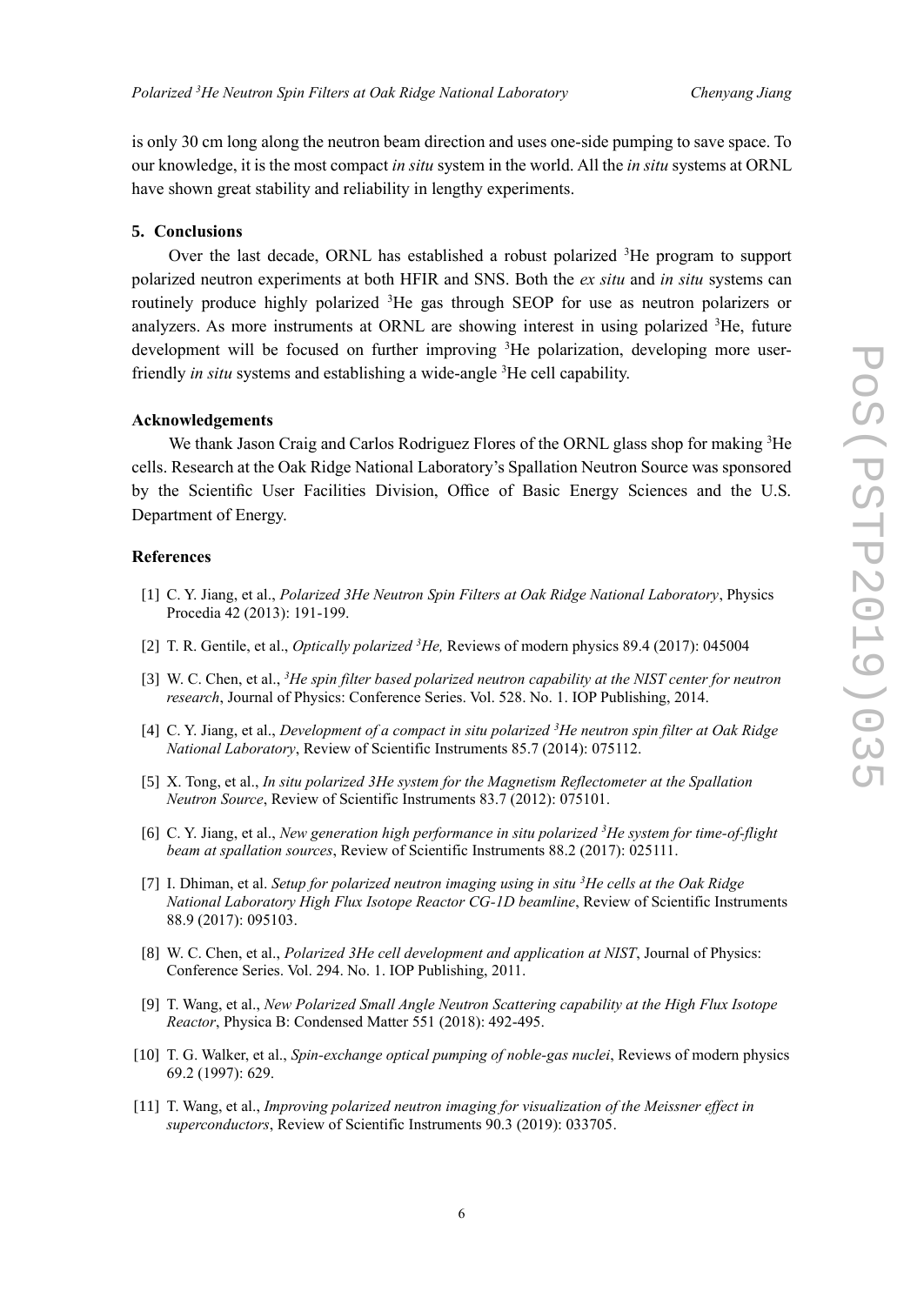is only 30 cm long along the neutron beam direction and uses one-side pumping to save space. To our knowledge, it is the most compact *in situ* system in the world. All the *in situ* systems at ORNL have shown great stability and reliability in lengthy experiments.

## 5. Conclusions

Over the last decade, ORNL has established a robust polarized $^3$He program to support polarized neutron experiments at both HFIR and SNS. Both the *ex situ* and *in situ* systems can routinely produce highly polarized $^3$He gas through SEOP for use as neutron polarizers or analyzers. As more instruments at ORNL are showing interest in using polarized $^3$He, future development will be focused on further improving $^3$He polarization, developing more user-friendly *in situ* systems and establishing a wide-angle $^3$He cell capability.

## Acknowledgements

We thank Jason Craig and Carlos Rodriguez Flores of the ORNL glass shop for making $^3$He cells. Research at the Oak Ridge National Laboratory's Spallation Neutron Source was sponsored by the Scientific User Facilities Division, Office of Basic Energy Sciences and the U.S. Department of Energy.

## References

[1] C. Y. Jiang, et al., *Polarized 3He Neutron Spin Filters at Oak Ridge National Laboratory*, Physics Procedia 42 (2013): 191-199.

[2] T. R. Gentile, et al., *Optically polarized $^3$He,* Reviews of modern physics 89.4 (2017): 045004

[3] W. C. Chen, et al., *$^3$He spin filter based polarized neutron capability at the NIST center for neutron research*, Journal of Physics: Conference Series. Vol. 528. No. 1. IOP Publishing, 2014.

[4] C. Y. Jiang, et al., *Development of a compact in situ polarized $^3$He neutron spin filter at Oak Ridge National Laboratory*, Review of Scientific Instruments 85.7 (2014): 075112.

[5] X. Tong, et al., *In situ polarized 3He system for the Magnetism Reflectometer at the Spallation Neutron Source*, Review of Scientific Instruments 83.7 (2012): 075101.

[6] C. Y. Jiang, et al., *New generation high performance in situ polarized $^3$He system for time-of-flight beam at spallation sources*, Review of Scientific Instruments 88.2 (2017): 025111.

[7] I. Dhiman, et al. *Setup for polarized neutron imaging using in situ $^3$He cells at the Oak Ridge National Laboratory High Flux Isotope Reactor CG-1D beamline*, Review of Scientific Instruments 88.9 (2017): 095103.

[8] W. C. Chen, et al., *Polarized 3He cell development and application at NIST*, Journal of Physics: Conference Series. Vol. 294. No. 1. IOP Publishing, 2011.

[9] T. Wang, et al., *New Polarized Small Angle Neutron Scattering capability at the High Flux Isotope Reactor*, Physica B: Condensed Matter 551 (2018): 492-495.

[10] T. G. Walker, et al., *Spin-exchange optical pumping of noble-gas nuclei*, Reviews of modern physics 69.2 (1997): 629.

[11] T. Wang, et al., *Improving polarized neutron imaging for visualization of the Meissner effect in superconductors*, Review of Scientific Instruments 90.3 (2019): 033705.